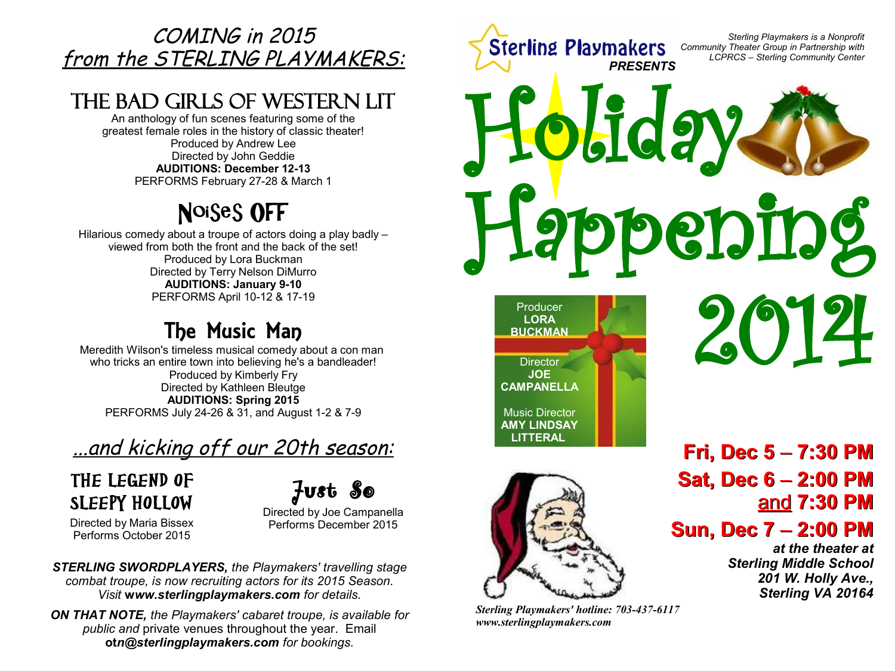# COMING in 2015 from the STERLING PLAYMAKERS:

## THE BAD GIRLS OF WESTERN LIT

An anthology of fun scenes featuring some of the greatest female roles in the history of classic theater!
Produced by Andrew Lee
Directed by John Geddie
**AUDITIONS: December 12-13**
PERFORMS February 27-28 & March 1

## Noises OFF

Hilarious comedy about a troupe of actors doing a play badly – viewed from both the front and the back of the set!
Produced by Lora Buckman
Directed by Terry Nelson DiMurro
**AUDITIONS: January 9-10**
PERFORMS April 10-12 & 17-19

## The Music Man

Meredith Wilson's timeless musical comedy about a con man who tricks an entire town into believing he's a bandleader!
Produced by Kimberly Fry
Directed by Kathleen Bleutge
**AUDITIONS: Spring 2015**
PERFORMS July 24-26 & 31, and August 1-2 & 7-9

## *...and kicking off our 20th season:*

### THE LEGEND OF SLEEPY HOLLOW

Directed by Maria Bissex
Performs October 2015

### Just So

Directed by Joe Campanella
Performs December 2015

***STERLING SWORDPLAYERS,** the Playmakers' travelling stage combat troupe, is now recruiting actors for its 2015 Season. Visit **www.sterlingplaymakers.com** for details.*

***ON THAT NOTE,** the Playmakers' cabaret troupe, is available for public and* private venues throughout the year. Email ***otn@sterlingplaymakers.com** for bookings.*

---

**Sterling Playmakers** ***PRESENTS***

*Sterling Playmakers is a Nonprofit Community Theater Group in Partnership with LCPRCS – Sterling Community Center*

# Holiday Happening 2014

Producer
**LORA BUCKMAN**

Director
**JOE CAMPANELLA**

Music Director
**AMY LINDSAY LITTERAL**

**Fri, Dec 5 – 7:30 PM**
**Sat, Dec 6 – 2:00 PM and 7:30 PM**
**Sun, Dec 7 – 2:00 PM**

***at the theater at Sterling Middle School 201 W. Holly Ave., Sterling VA 20164***

*Sterling Playmakers' hotline: 703-437-6117*
*www.sterlingplaymakers.com*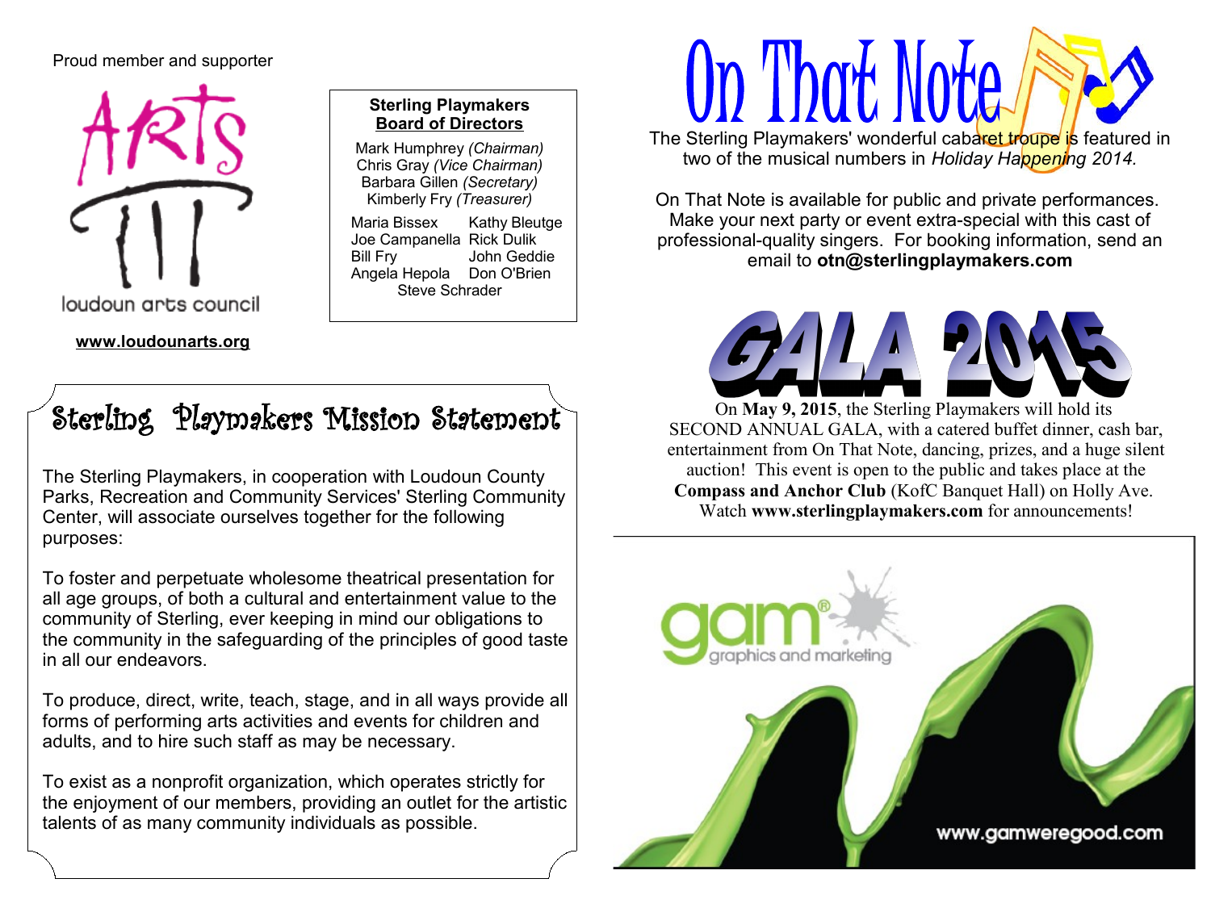Proud member and supporter

loudoun arts council

**www.loudounarts.org**

**Sterling Playmakers**
**Board of Directors**

Mark Humphrey *(Chairman)*
Chris Gray *(Vice Chairman)*
Barbara Gillen *(Secretary)*
Kimberly Fry *(Treasurer)*

Maria Bissex
Kathy Bleutge
Joe Campanella
Rick Dulik
Bill Fry
John Geddie
Angela Hepola
Don O'Brien
Steve Schrader

# Sterling Playmakers Mission Statement

The Sterling Playmakers, in cooperation with Loudoun County Parks, Recreation and Community Services' Sterling Community Center, will associate ourselves together for the following purposes:

To foster and perpetuate wholesome theatrical presentation for all age groups, of both a cultural and entertainment value to the community of Sterling, ever keeping in mind our obligations to the community in the safeguarding of the principles of good taste in all our endeavors.

To produce, direct, write, teach, stage, and in all ways provide all forms of performing arts activities and events for children and adults, and to hire such staff as may be necessary.

To exist as a nonprofit organization, which operates strictly for the enjoyment of our members, providing an outlet for the artistic talents of as many community individuals as possible.

# On That Note

The Sterling Playmakers' wonderful cabaret troupe is featured in two of the musical numbers in *Holiday Happening 2014.*

On That Note is available for public and private performances. Make your next party or event extra-special with this cast of professional-quality singers. For booking information, send an email to **otn@sterlingplaymakers.com**

# GALA 2015

On **May 9, 2015**, the Sterling Playmakers will hold its SECOND ANNUAL GALA, with a catered buffet dinner, cash bar, entertainment from On That Note, dancing, prizes, and a huge silent auction! This event is open to the public and takes place at the **Compass and Anchor Club** (KofC Banquet Hall) on Holly Ave. Watch **www.sterlingplaymakers.com** for announcements!

gam® graphics and marketing

www.gamweregood.com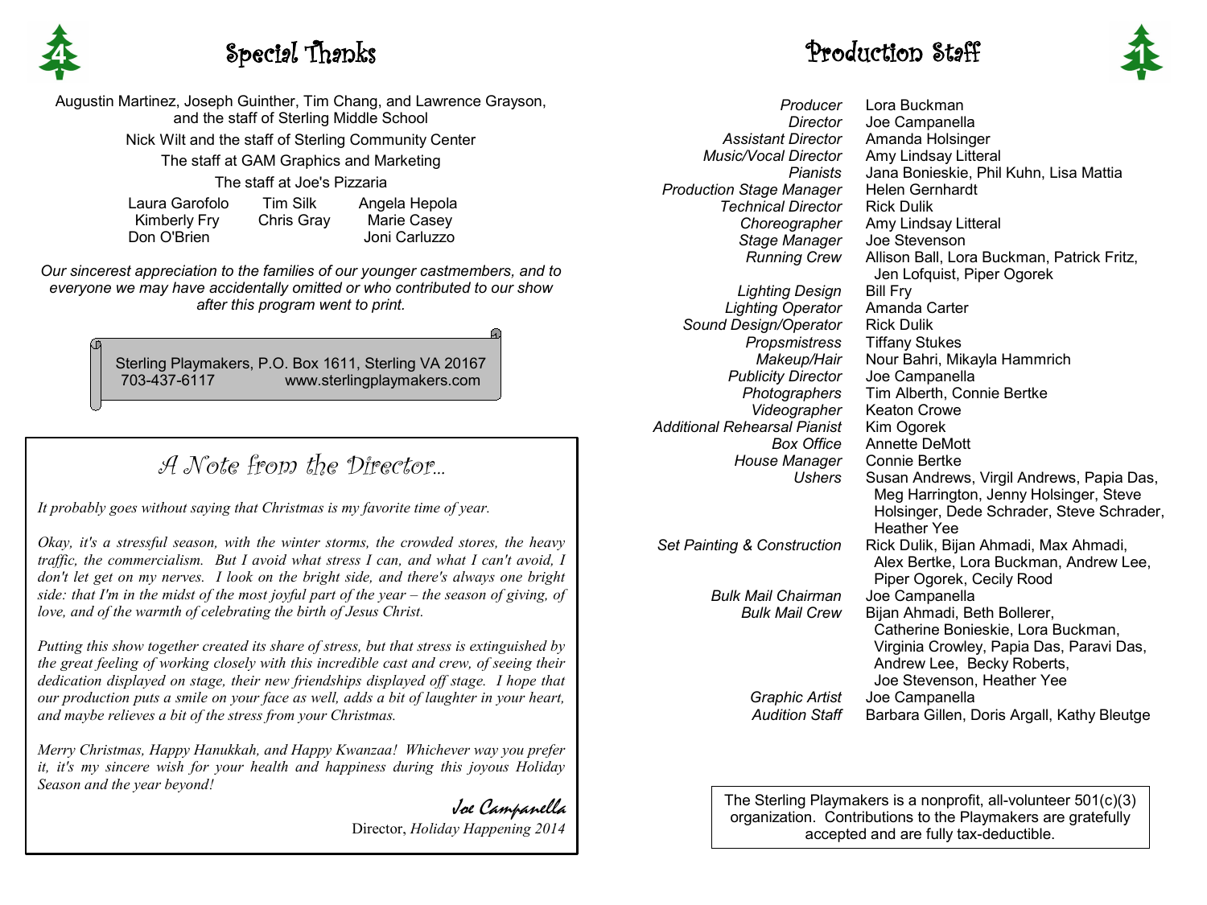## Special Thanks

Augustin Martinez, Joseph Guinther, Tim Chang, and Lawrence Grayson, and the staff of Sterling Middle School

Nick Wilt and the staff of Sterling Community Center

The staff at GAM Graphics and Marketing

The staff at Joe's Pizzaria

| | | |
|---|---|---|
| Laura Garofolo | Tim Silk | Angela Hepola |
| Kimberly Fry | Chris Gray | Marie Casey |
| Don O'Brien | | Joni Carluzzo |

*Our sincerest appreciation to the families of our younger castmembers, and to everyone we may have accidentally omitted or who contributed to our show after this program went to print.*

Sterling Playmakers, P.O. Box 1611, Sterling VA 20167
703-437-6117 www.sterlingplaymakers.com

## A Note from the Director...

*It probably goes without saying that Christmas is my favorite time of year.*

*Okay, it's a stressful season, with the winter storms, the crowded stores, the heavy traffic, the commercialism. But I avoid what stress I can, and what I can't avoid, I don't let get on my nerves. I look on the bright side, and there's always one bright side: that I'm in the midst of the most joyful part of the year – the season of giving, of love, and of the warmth of celebrating the birth of Jesus Christ.*

*Putting this show together created its share of stress, but that stress is extinguished by the great feeling of working closely with this incredible cast and crew, of seeing their dedication displayed on stage, their new friendships displayed off stage. I hope that our production puts a smile on your face as well, adds a bit of laughter in your heart, and maybe relieves a bit of the stress from your Christmas.*

*Merry Christmas, Happy Hanukkah, and Happy Kwanzaa! Whichever way you prefer it, it's my sincere wish for your health and happiness during this joyous Holiday Season and the year beyond!*

Joe Campanella
Director, *Holiday Happening 2014*

## Production Staff

| | |
|---|---|
| *Producer* | Lora Buckman |
| *Director* | Joe Campanella |
| *Assistant Director* | Amanda Holsinger |
| *Music/Vocal Director* | Amy Lindsay Litteral |
| *Pianists* | Jana Bonieskie, Phil Kuhn, Lisa Mattia |
| *Production Stage Manager* | Helen Gernhardt |
| *Technical Director* | Rick Dulik |
| *Choreographer* | Amy Lindsay Litteral |
| *Stage Manager* | Joe Stevenson |
| *Running Crew* | Allison Ball, Lora Buckman, Patrick Fritz, Jen Lofquist, Piper Ogorek |
| *Lighting Design* | Bill Fry |
| *Lighting Operator* | Amanda Carter |
| *Sound Design/Operator* | Rick Dulik |
| *Propsmistress* | Tiffany Stukes |
| *Makeup/Hair* | Nour Bahri, Mikayla Hammrich |
| *Publicity Director* | Joe Campanella |
| *Photographers* | Tim Alberth, Connie Bertke |
| *Videographer* | Keaton Crowe |
| *Additional Rehearsal Pianist* | Kim Ogorek |
| *Box Office* | Annette DeMott |
| *House Manager* | Connie Bertke |
| *Ushers* | Susan Andrews, Virgil Andrews, Papia Das, Meg Harrington, Jenny Holsinger, Steve Holsinger, Dede Schrader, Steve Schrader, Heather Yee |
| *Set Painting & Construction* | Rick Dulik, Bijan Ahmadi, Max Ahmadi, Alex Bertke, Lora Buckman, Andrew Lee, Piper Ogorek, Cecily Rood |
| *Bulk Mail Chairman* | Joe Campanella |
| *Bulk Mail Crew* | Bijan Ahmadi, Beth Bollerer, Catherine Bonieskie, Lora Buckman, Virginia Crowley, Papia Das, Paravi Das, Andrew Lee, Becky Roberts, Joe Stevenson, Heather Yee |
| *Graphic Artist* | Joe Campanella |
| *Audition Staff* | Barbara Gillen, Doris Argall, Kathy Bleutge |

The Sterling Playmakers is a nonprofit, all-volunteer 501(c)(3) organization. Contributions to the Playmakers are gratefully accepted and are fully tax-deductible.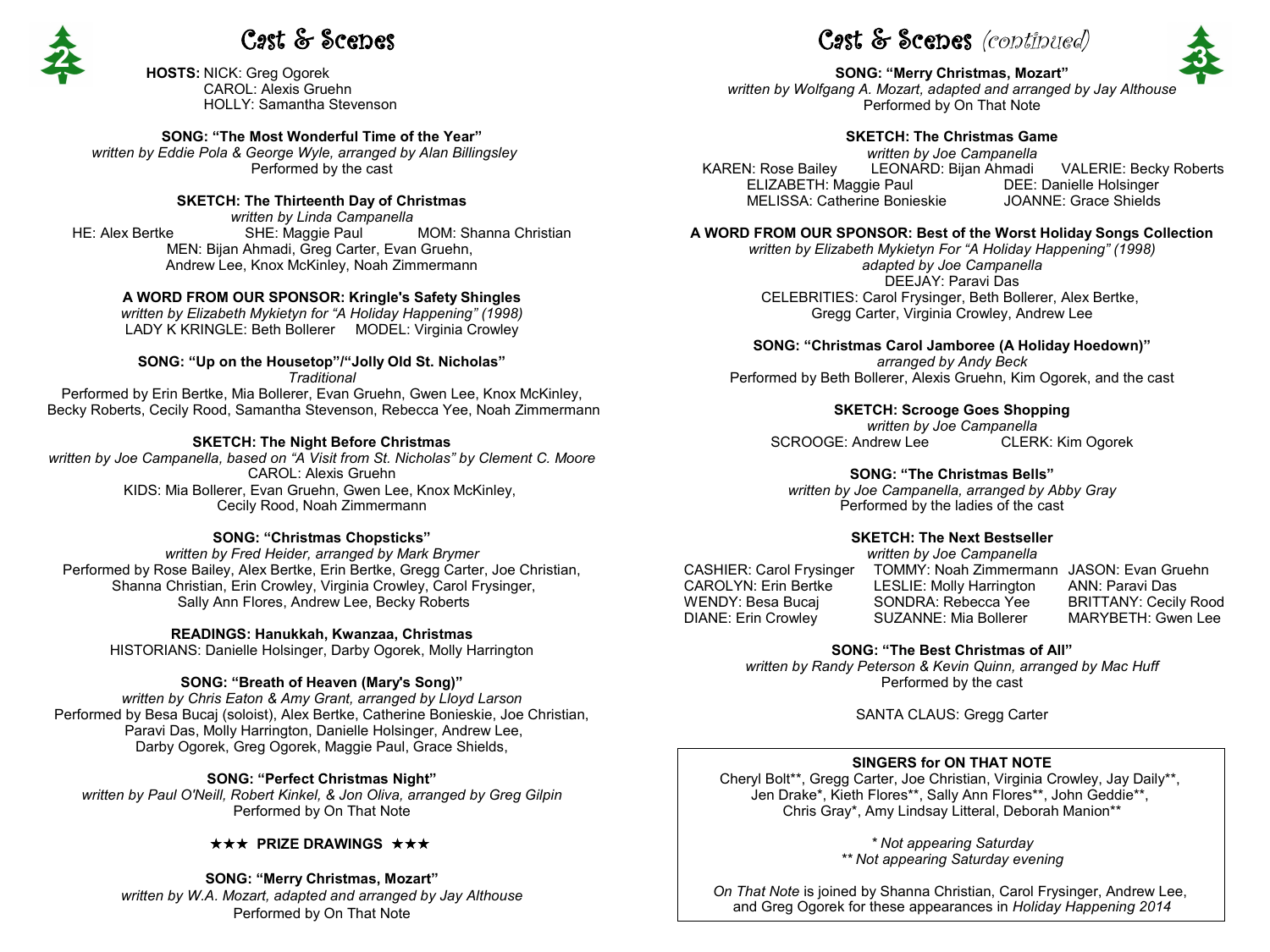# Cast & Scenes

**HOSTS:** NICK: Greg Ogorek
CAROL: Alexis Gruehn
HOLLY: Samantha Stevenson

**SONG: "The Most Wonderful Time of the Year"**
*written by Eddie Pola & George Wyle, arranged by Alan Billingsley*
Performed by the cast

**SKETCH: The Thirteenth Day of Christmas**
*written by Linda Campanella*
HE: Alex Bertke SHE: Maggie Paul MOM: Shanna Christian
MEN: Bijan Ahmadi, Greg Carter, Evan Gruehn,
Andrew Lee, Knox McKinley, Noah Zimmermann

**A WORD FROM OUR SPONSOR: Kringle's Safety Shingles**
*written by Elizabeth Mykietyn for "A Holiday Happening" (1998)*
LADY K KRINGLE: Beth Bollerer MODEL: Virginia Crowley

**SONG: "Up on the Housetop"/"Jolly Old St. Nicholas"**
*Traditional*
Performed by Erin Bertke, Mia Bollerer, Evan Gruehn, Gwen Lee, Knox McKinley,
Becky Roberts, Cecily Rood, Samantha Stevenson, Rebecca Yee, Noah Zimmermann

**SKETCH: The Night Before Christmas**
*written by Joe Campanella, based on "A Visit from St. Nicholas" by Clement C. Moore*
CAROL: Alexis Gruehn
KIDS: Mia Bollerer, Evan Gruehn, Gwen Lee, Knox McKinley,
Cecily Rood, Noah Zimmermann

**SONG: "Christmas Chopsticks"**
*written by Fred Heider, arranged by Mark Brymer*
Performed by Rose Bailey, Alex Bertke, Erin Bertke, Gregg Carter, Joe Christian,
Shanna Christian, Erin Crowley, Virginia Crowley, Carol Frysinger,
Sally Ann Flores, Andrew Lee, Becky Roberts

**READINGS: Hanukkah, Kwanzaa, Christmas**
HISTORIANS: Danielle Holsinger, Darby Ogorek, Molly Harrington

**SONG: "Breath of Heaven (Mary's Song)"**
*written by Chris Eaton & Amy Grant, arranged by Lloyd Larson*
Performed by Besa Bucaj (soloist), Alex Bertke, Catherine Bonieskie, Joe Christian,
Paravi Das, Molly Harrington, Danielle Holsinger, Andrew Lee,
Darby Ogorek, Greg Ogorek, Maggie Paul, Grace Shields,

**SONG: "Perfect Christmas Night"**
*written by Paul O'Neill, Robert Kinkel, & Jon Oliva, arranged by Greg Gilpin*
Performed by On That Note

★★★ **PRIZE DRAWINGS** ★★★

**SONG: "Merry Christmas, Mozart"**
*written by W.A. Mozart, adapted and arranged by Jay Althouse*
Performed by On That Note

# Cast & Scenes *(continued)*

**SONG: "Merry Christmas, Mozart"**
*written by Wolfgang A. Mozart, adapted and arranged by Jay Althouse*
Performed by On That Note

**SKETCH: The Christmas Game**
*written by Joe Campanella*
KAREN: Rose Bailey LEONARD: Bijan Ahmadi VALERIE: Becky Roberts
ELIZABETH: Maggie Paul DEE: Danielle Holsinger
MELISSA: Catherine Bonieskie JOANNE: Grace Shields

**A WORD FROM OUR SPONSOR: Best of the Worst Holiday Songs Collection**
*written by Elizabeth Mykietyn For "A Holiday Happening" (1998)*
*adapted by Joe Campanella*
DEEJAY: Paravi Das
CELEBRITIES: Carol Frysinger, Beth Bollerer, Alex Bertke,
Gregg Carter, Virginia Crowley, Andrew Lee

**SONG: "Christmas Carol Jamboree (A Holiday Hoedown)"**
*arranged by Andy Beck*
Performed by Beth Bollerer, Alexis Gruehn, Kim Ogorek, and the cast

**SKETCH: Scrooge Goes Shopping**
*written by Joe Campanella*
SCROOGE: Andrew Lee CLERK: Kim Ogorek

**SONG: "The Christmas Bells"**
*written by Joe Campanella, arranged by Abby Gray*
Performed by the ladies of the cast

**SKETCH: The Next Bestseller**
*written by Joe Campanella*

| | | |
|---|---|---|
| CASHIER: Carol Frysinger | TOMMY: Noah Zimmermann | JASON: Evan Gruehn |
| CAROLYN: Erin Bertke | LESLIE: Molly Harrington | ANN: Paravi Das |
| WENDY: Besa Bucaj | SONDRA: Rebecca Yee | BRITTANY: Cecily Rood |
| DIANE: Erin Crowley | SUZANNE: Mia Bollerer | MARYBETH: Gwen Lee |

**SONG: "The Best Christmas of All"**
*written by Randy Peterson & Kevin Quinn, arranged by Mac Huff*
Performed by the cast

SANTA CLAUS: Gregg Carter

**SINGERS for ON THAT NOTE**
Cheryl Bolt**, Gregg Carter, Joe Christian, Virginia Crowley, Jay Daily**,
Jen Drake*, Kieth Flores**, Sally Ann Flores**, John Geddie**,
Chris Gray*, Amy Lindsay Litteral, Deborah Manion**

*\* Not appearing Saturday*
*\*\* Not appearing Saturday evening*

*On That Note* is joined by Shanna Christian, Carol Frysinger, Andrew Lee,
and Greg Ogorek for these appearances in *Holiday Happening 2014*